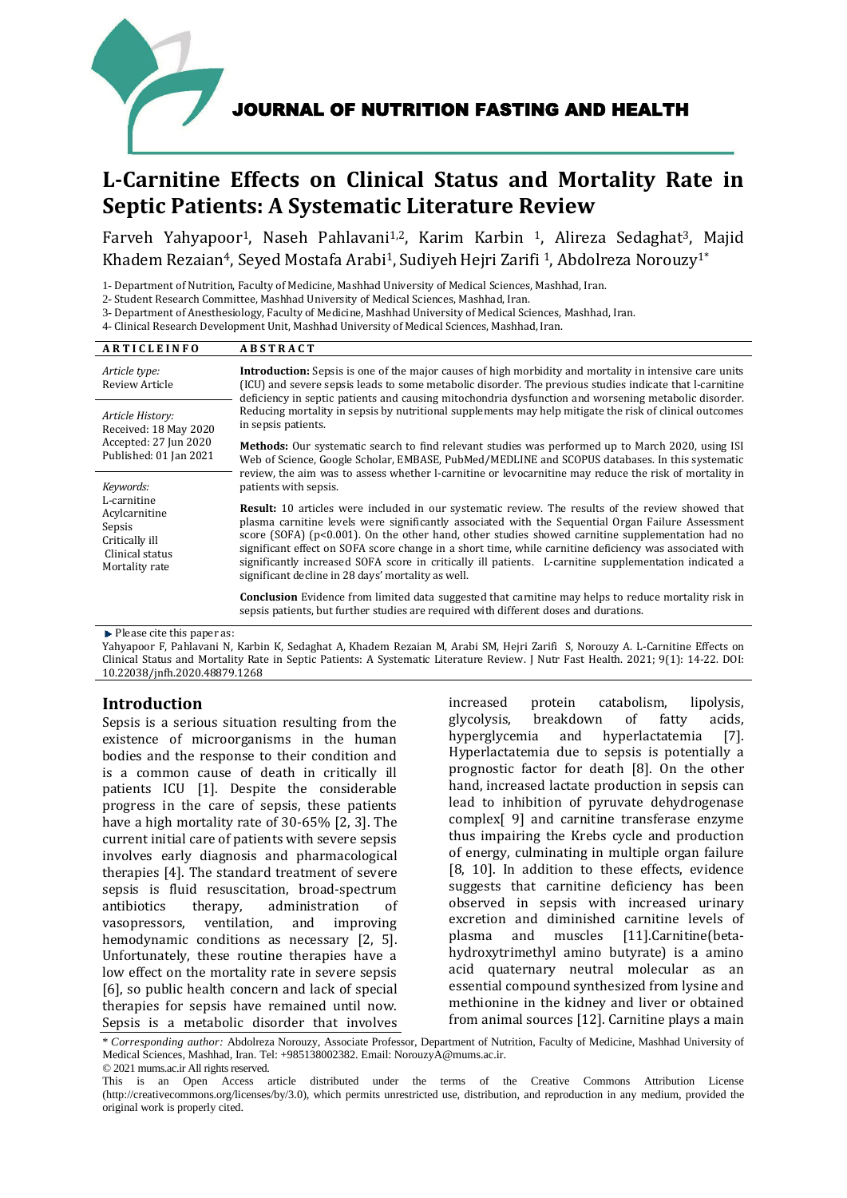# JOURNAL OF NUTRITION FASTING AND HEALTH

# L-Carnitine Effects on Clinical Status and Mortality Rate in Septic Patients: A Systematic Literature Review

Farveh Yahyapoor[1], Naseh Pahlavani[1,2], Karim Karbin [1], Alireza Sedaghat[3], Majid Khadem Rezaian[4], Seyed Mostafa Arabi[1], Sudiyeh Hejri Zarifi [1], Abdolreza Norouzy[1*]

1- Department of Nutrition, Faculty of Medicine, Mashhad University of Medical Sciences, Mashhad, Iran.
2- Student Research Committee, Mashhad University of Medical Sciences, Mashhad, Iran.
3- Department of Anesthesiology, Faculty of Medicine, Mashhad University of Medical Sciences, Mashhad, Iran.
4- Clinical Research Development Unit, Mashhad University of Medical Sciences, Mashhad, Iran.

**ARTICLE INFO**

*Article type:*
Review Article

*Article History:*
Received: 18 May 2020
Accepted: 27 Jun 2020
Published: 01 Jan 2021

*Keywords:*
L-carnitine
Acylcarnitine
Sepsis
Critically ill
Clinical status
Mortality rate

**ABSTRACT**

**Introduction:** Sepsis is one of the major causes of high morbidity and mortality in intensive care units (ICU) and severe sepsis leads to some metabolic disorder. The previous studies indicate that l-carnitine deficiency in septic patients and causing mitochondria dysfunction and worsening metabolic disorder. Reducing mortality in sepsis by nutritional supplements may help mitigate the risk of clinical outcomes in sepsis patients.

**Methods:** Our systematic search to find relevant studies was performed up to March 2020, using ISI Web of Science, Google Scholar, EMBASE, PubMed/MEDLINE and SCOPUS databases. In this systematic review, the aim was to assess whether l-carnitine or levocarnitine may reduce the risk of mortality in patients with sepsis.

**Result:** 10 articles were included in our systematic review. The results of the review showed that plasma carnitine levels were significantly associated with the Sequential Organ Failure Assessment score (SOFA) ($p<0.001$). On the other hand, other studies showed carnitine supplementation had no significant effect on SOFA score change in a short time, while carnitine deficiency was associated with significantly increased SOFA score in critically ill patients. L-carnitine supplementation indicated a significant decline in 28 days' mortality as well.

**Conclusion** Evidence from limited data suggested that carnitine may helps to reduce mortality risk in sepsis patients, but further studies are required with different doses and durations.

▶ Please cite this paper as:
Yahyapoor F, Pahlavani N, Karbin K, Sedaghat A, Khadem Rezaian M, Arabi SM, Hejri Zarifi S, Norouzy A. L-Carnitine Effects on Clinical Status and Mortality Rate in Septic Patients: A Systematic Literature Review. J Nutr Fast Health. 2021; 9(1): 14-22. DOI: 10.22038/jnfh.2020.48879.1268

## Introduction

Sepsis is a serious situation resulting from the existence of microorganisms in the human bodies and the response to their condition and is a common cause of death in critically ill patients ICU [1]. Despite the considerable progress in the care of sepsis, these patients have a high mortality rate of 30-65% [2, 3]. The current initial care of patients with severe sepsis involves early diagnosis and pharmacological therapies [4]. The standard treatment of severe sepsis is fluid resuscitation, broad-spectrum antibiotics therapy, administration of vasopressors, ventilation, and improving hemodynamic conditions as necessary [2, 5]. Unfortunately, these routine therapies have a low effect on the mortality rate in severe sepsis [6], so public health concern and lack of special therapies for sepsis have remained until now. Sepsis is a metabolic disorder that involves increased protein catabolism, lipolysis, glycolysis, breakdown of fatty acids, hyperglycemia and hyperlactatemia [7]. Hyperlactatemia due to sepsis is potentially a prognostic factor for death [8]. On the other hand, increased lactate production in sepsis can lead to inhibition of pyruvate dehydrogenase complex[ 9] and carnitine transferase enzyme thus impairing the Krebs cycle and production of energy, culminating in multiple organ failure [8, 10]. In addition to these effects, evidence suggests that carnitine deficiency has been observed in sepsis with increased urinary excretion and diminished carnitine levels of plasma and muscles [11].Carnitine(beta-hydroxytrimethyl amino butyrate) is a amino acid quaternary neutral molecular as an essential compound synthesized from lysine and methionine in the kidney and liver or obtained from animal sources [12]. Carnitine plays a main

\* *Corresponding author:* Abdolreza Norouzy, Associate Professor, Department of Nutrition, Faculty of Medicine, Mashhad University of Medical Sciences, Mashhad, Iran. Tel: +985138002382. Email: NorouzyA@mums.ac.ir.
© 2021 mums.ac.ir All rights reserved.

This is an Open Access article distributed under the terms of the Creative Commons Attribution License (http://creativecommons.org/licenses/by/3.0), which permits unrestricted use, distribution, and reproduction in any medium, provided the original work is properly cited.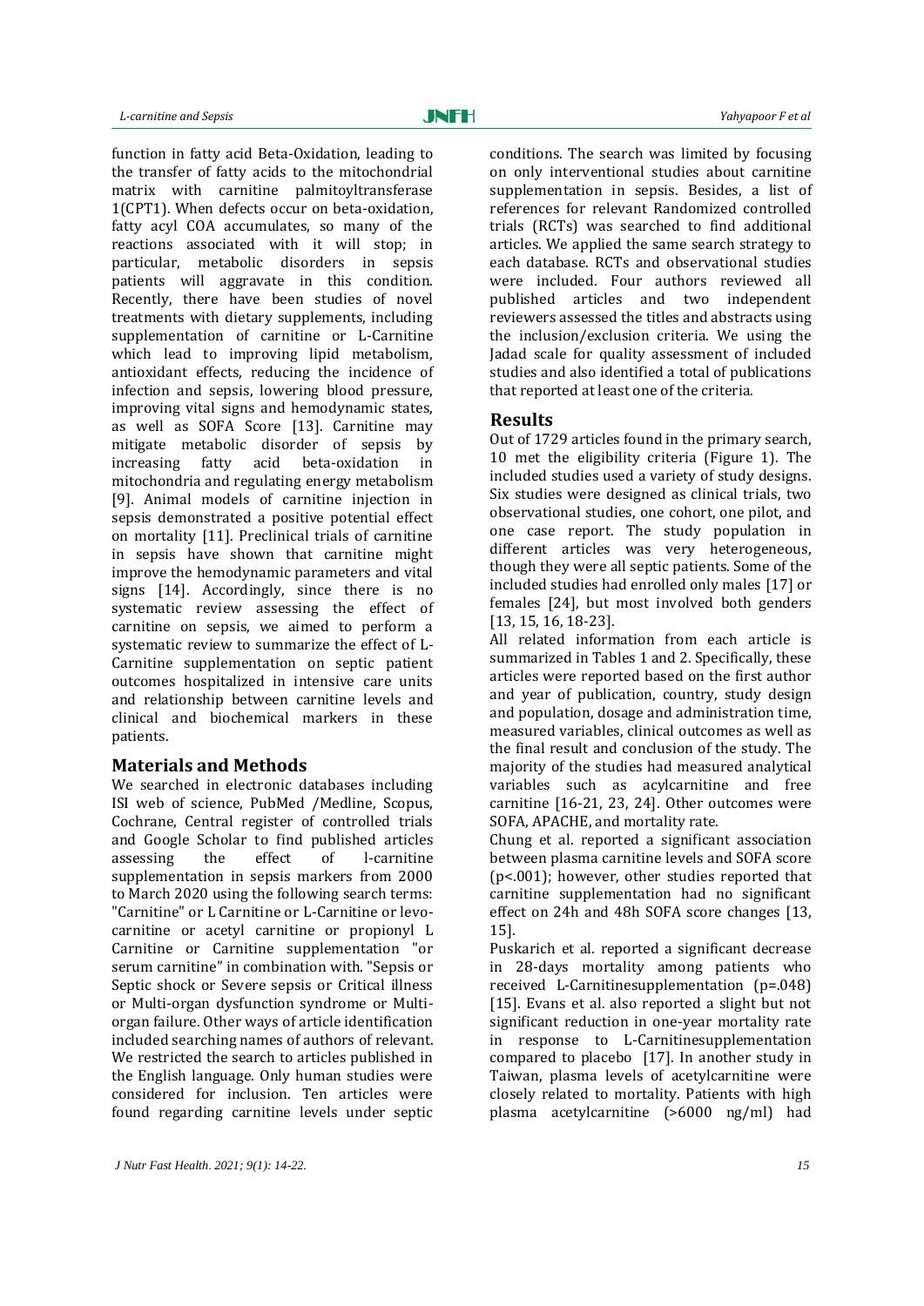function in fatty acid Beta-Oxidation, leading to the transfer of fatty acids to the mitochondrial matrix with carnitine palmitoyltransferase 1(CPT1). When defects occur on beta-oxidation, fatty acyl COA accumulates, so many of the reactions associated with it will stop; in particular, metabolic disorders in sepsis patients will aggravate in this condition. Recently, there have been studies of novel treatments with dietary supplements, including supplementation of carnitine or L-Carnitine which lead to improving lipid metabolism, antioxidant effects, reducing the incidence of infection and sepsis, lowering blood pressure, improving vital signs and hemodynamic states, as well as SOFA Score [13]. Carnitine may mitigate metabolic disorder of sepsis by increasing fatty acid beta-oxidation in mitochondria and regulating energy metabolism [9]. Animal models of carnitine injection in sepsis demonstrated a positive potential effect on mortality [11]. Preclinical trials of carnitine in sepsis have shown that carnitine might improve the hemodynamic parameters and vital signs [14]. Accordingly, since there is no systematic review assessing the effect of carnitine on sepsis, we aimed to perform a systematic review to summarize the effect of L-Carnitine supplementation on septic patient outcomes hospitalized in intensive care units and relationship between carnitine levels and clinical and biochemical markers in these patients.

## Materials and Methods

We searched in electronic databases including ISI web of science, PubMed /Medline, Scopus, Cochrane, Central register of controlled trials and Google Scholar to find published articles assessing the effect of l-carnitine supplementation in sepsis markers from 2000 to March 2020 using the following search terms: "Carnitine" or L Carnitine or L-Carnitine or levo-carnitine or acetyl carnitine or propionyl L Carnitine or Carnitine supplementation "or serum carnitine" in combination with. "Sepsis or Septic shock or Severe sepsis or Critical illness or Multi-organ dysfunction syndrome or Multi-organ failure. Other ways of article identification included searching names of authors of relevant. We restricted the search to articles published in the English language. Only human studies were considered for inclusion. Ten articles were found regarding carnitine levels under septic conditions. The search was limited by focusing on only interventional studies about carnitine supplementation in sepsis. Besides, a list of references for relevant Randomized controlled trials (RCTs) was searched to find additional articles. We applied the same search strategy to each database. RCTs and observational studies were included. Four authors reviewed all published articles and two independent reviewers assessed the titles and abstracts using the inclusion/exclusion criteria. We using the Jadad scale for quality assessment of included studies and also identified a total of publications that reported at least one of the criteria.

## Results

Out of 1729 articles found in the primary search, 10 met the eligibility criteria (Figure 1). The included studies used a variety of study designs. Six studies were designed as clinical trials, two observational studies, one cohort, one pilot, and one case report. The study population in different articles was very heterogeneous, though they were all septic patients. Some of the included studies had enrolled only males [17] or females [24], but most involved both genders [13, 15, 16, 18-23].

All related information from each article is summarized in Tables 1 and 2. Specifically, these articles were reported based on the first author and year of publication, country, study design and population, dosage and administration time, measured variables, clinical outcomes as well as the final result and conclusion of the study. The majority of the studies had measured analytical variables such as acylcarnitine and free carnitine [16-21, 23, 24]. Other outcomes were SOFA, APACHE, and mortality rate.

Chung et al. reported a significant association between plasma carnitine levels and SOFA score ($p<.001$); however, other studies reported that carnitine supplementation had no significant effect on 24h and 48h SOFA score changes [13, 15].

Puskarich et al. reported a significant decrease in 28-days mortality among patients who received L-Carnitinesupplementation ($p=.048$) [15]. Evans et al. also reported a slight but not significant reduction in one-year mortality rate in response to L-Carnitinesupplementation compared to placebo [17]. In another study in Taiwan, plasma levels of acetylcarnitine were closely related to mortality. Patients with high plasma acetylcarnitine (>6000 ng/ml) had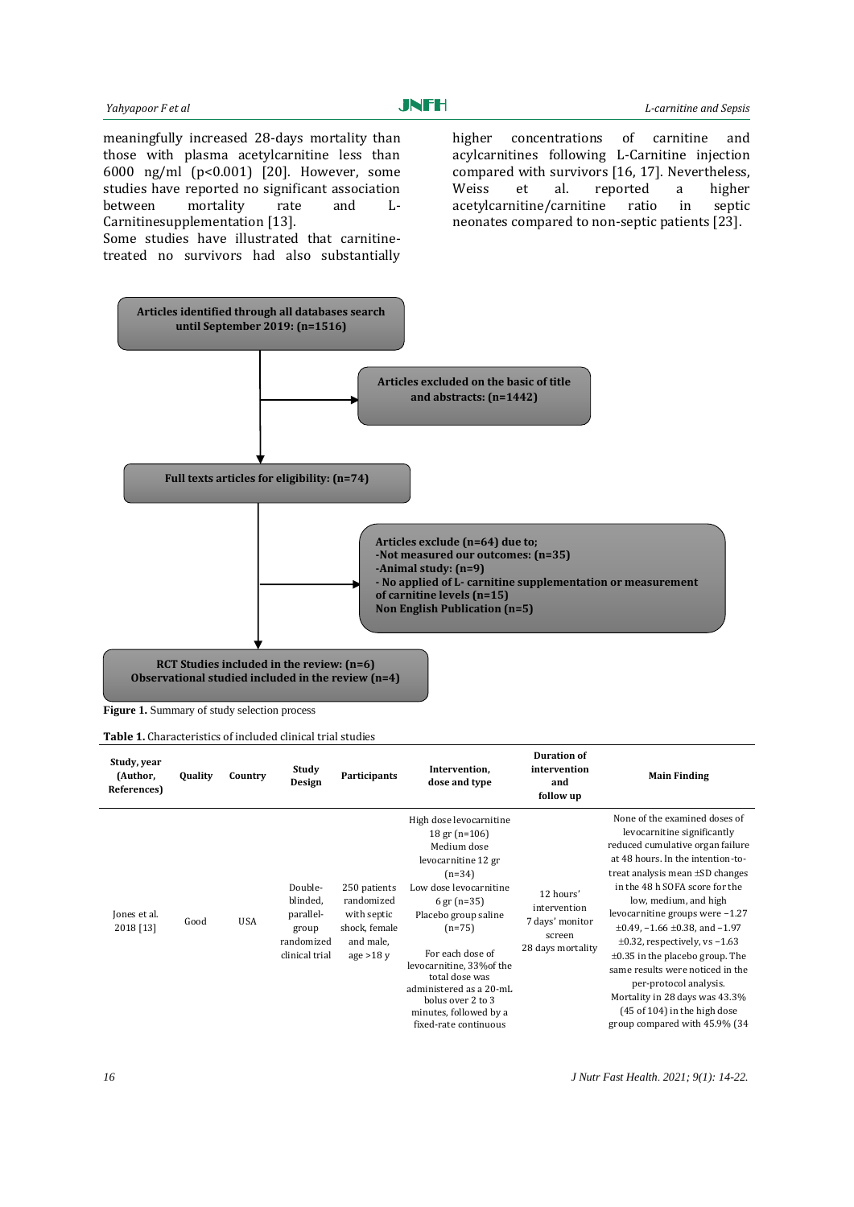meaningfully increased 28-days mortality than those with plasma acetylcarnitine less than 6000 ng/ml (p<0.001) [20]. However, some studies have reported no significant association between mortality rate and L-Carnitinesupplementation [13].

Some studies have illustrated that carnitine-treated no survivors had also substantially higher concentrations of carnitine and acylcarnitines following L-Carnitine injection compared with survivors [16, 17]. Nevertheless, Weiss et al. reported a higher acetylcarnitine/carnitine ratio in septic neonates compared to non-septic patients [23].

**Articles identified through all databases search until September 2019: (n=1516)**

**Articles excluded on the basic of title and abstracts: (n=1442)**

**Full texts articles for eligibility: (n=74)**

**Articles exclude (n=64) due to;**
**-Not measured our outcomes: (n=35)**
**-Animal study: (n=9)**
**- No applied of L- carnitine supplementation or measurement of carnitine levels (n=15)**
**Non English Publication (n=5)**

**RCT Studies included in the review: (n=6)**
**Observational studied included in the review (n=4)**

**Figure 1.** Summary of study selection process

**Table 1.** Characteristics of included clinical trial studies

| Study, year (Author, References) | Quality | Country | Study Design | Participants | Intervention, dose and type | Duration of intervention and follow up | Main Finding |
|---|---|---|---|---|---|---|---|
| Jones et al. 2018 [13] | Good | USA | Double-blinded, parallel-group randomized clinical trial | 250 patients randomized with septic shock, female and male, age >18 y | High dose levocarnitine 18 gr (n=106) Medium dose levocarnitine 12 gr (n=34) Low dose levocarnitine 6 gr (n=35) Placebo group saline (n=75) For each dose of levocarnitine, 33%of the total dose was administered as a 20-mL bolus over 2 to 3 minutes, followed by a fixed-rate continuous | 12 hours' intervention 7 days' monitor screen 28 days mortality | None of the examined doses of levocarnitine significantly reduced cumulative organ failure at 48 hours. In the intention-to-treat analysis mean ±SD changes in the 48 h SOFA score for the low, medium, and high levocarnitine groups were −1.27 ±0.49, −1.66 ±0.38, and −1.97 ±0.32, respectively, vs −1.63 ±0.35 in the placebo group. The same results were noticed in the per-protocol analysis. Mortality in 28 days was 43.3% (45 of 104) in the high dose group compared with 45.9% (34 |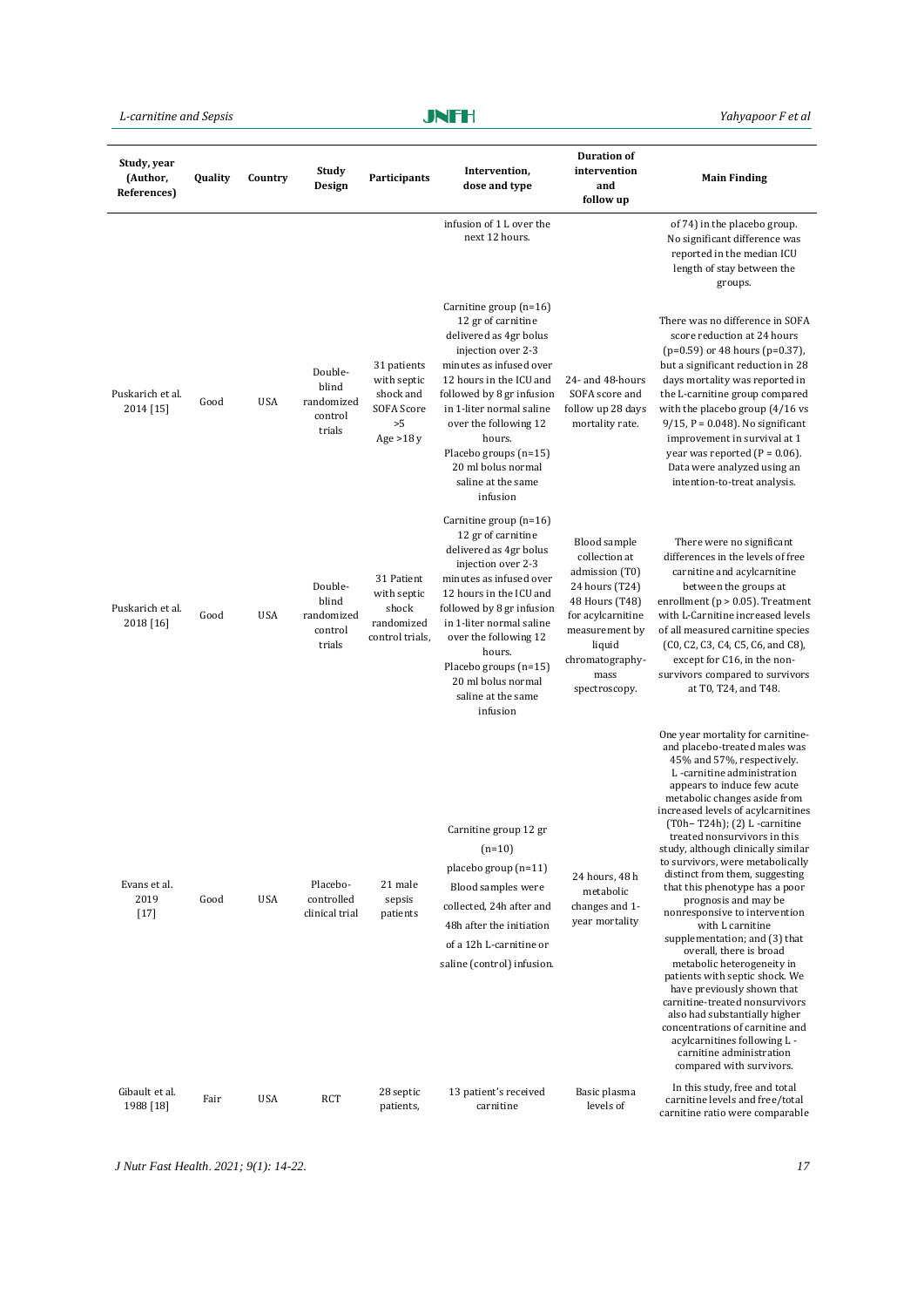| Study, year (Author, References) | Quality | Country | Study Design | Participants | Intervention, dose and type | Duration of intervention and follow up | Main Finding |
|---|---|---|---|---|---|---|---|
| | | | | | infusion of 1 L over the next 12 hours. | | of 74) in the placebo group. No significant difference was reported in the median ICU length of stay between the groups. |
| Puskarich et al. 2014 [15] | Good | USA | Double-blind randomized control trials | 31 patients with septic shock and SOFA Score >5 Age >18 y | Carnitine group (n=16) 12 gr of carnitine delivered as 4gr bolus injection over 2-3 minutes as infused over 12 hours in the ICU and followed by 8 gr infusion in 1-liter normal saline over the following 12 hours. Placebo groups (n=15) 20 ml bolus normal saline at the same infusion | 24- and 48-hours SOFA score and follow up 28 days mortality rate. | There was no difference in SOFA score reduction at 24 hours (p=0.59) or 48 hours (p=0.37), but a significant reduction in 28 days mortality was reported in the L-carnitine group compared with the placebo group (4/16 vs 9/15, P = 0.048). No significant improvement in survival at 1 year was reported (P = 0.06). Data were analyzed using an intention-to-treat analysis. |
| Puskarich et al. 2018 [16] | Good | USA | Double-blind randomized control trials | 31 Patient with septic shock randomized control trials, | Carnitine group (n=16) 12 gr of carnitine delivered as 4gr bolus injection over 2-3 minutes as infused over 12 hours in the ICU and followed by 8 gr infusion in 1-liter normal saline over the following 12 hours. Placebo groups (n=15) 20 ml bolus normal saline at the same infusion | Blood sample collection at admission (T0) 24 hours (T24) 48 Hours (T48) for acylcarnitine measurement by liquid chromatography-mass spectroscopy. | There were no significant differences in the levels of free carnitine and acylcarnitine between the groups at enrollment (p > 0.05). Treatment with L-Carnitine increased levels of all measured carnitine species (C0, C2, C3, C4, C5, C6, and C8), except for C16, in the non-survivors compared to survivors at T0, T24, and T48. |
| Evans et al. 2019 [17] | Good | USA | Placebo-controlled clinical trial | 21 male sepsis patients | Carnitine group 12 gr (n=10) placebo group (n=11) Blood samples were collected, 24h after and 48h after the initiation of a 12h L-carnitine or saline (control) infusion. | 24 hours, 48 h metabolic changes and 1-year mortality | One year mortality for carnitine- and placebo-treated males was 45% and 57%, respectively. L -carnitine administration appears to induce few acute metabolic changes aside from increased levels of acylcarnitines (T0h– T24h); (2) L -carnitine treated nonsurvivors in this study, although clinically similar to survivors, were metabolically distinct from them, suggesting that this phenotype has a poor prognosis and may be nonresponsive to intervention with L carnitine supplementation; and (3) that overall, there is broad metabolic heterogeneity in patients with septic shock. We have previously shown that carnitine-treated nonsurvivors also had substantially higher concentrations of carnitine and acylcarnitines following L -carnitine administration compared with survivors. |
| Gibault et al. 1988 [18] | Fair | USA | RCT | 28 septic patients, | 13 patient's received carnitine | Basic plasma levels of | In this study, free and total carnitine levels and free/total carnitine ratio were comparable |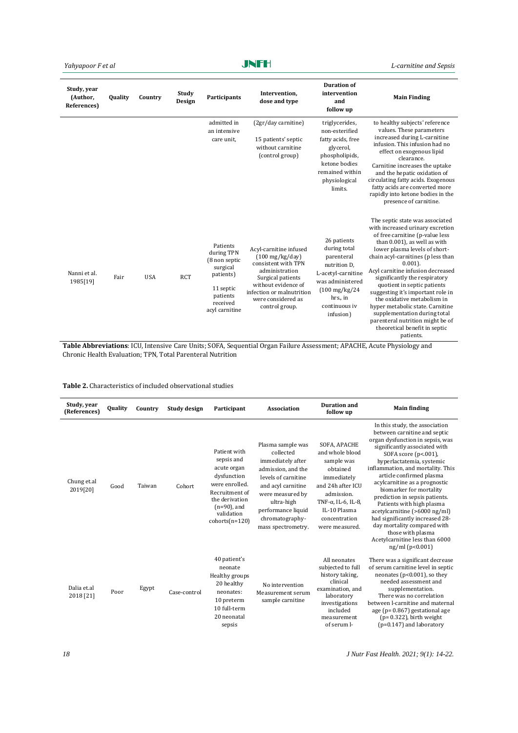| Study, year (Author, References) | Quality | Country | Study Design | Participants | Intervention, dose and type | Duration of intervention and follow up | Main Finding |
|---|---|---|---|---|---|---|---|
| | | | | admitted in an intensive care unit, | (2gr/day carnitine) 15 patients' septic without carnitine (control group) | triglycerides, non-esterified fatty acids, free glycerol, phospholipids, ketone bodies remained within physiological limits. | to healthy subjects' reference values. These parameters increased during L-carnitine infusion. This infusion had no effect on exogenous lipid clearance. Carnitine increases the uptake and the hepatic oxidation of circulating fatty acids. Exogenous fatty acids are converted more rapidly into ketone bodies in the presence of carnitine. |
| Nanni et al. 1985[19] | Fair | USA | RCT | Patients during TPN (8 non septic surgical patients) 11 septic patients received acyl carnitine | Acyl-carnitine infused (100 mg/kg/day) consistent with TPN administration Surgical patients without evidence of infection or malnutrition were considered as control group. | 26 patients during total parenteral nutrition D, L-acetyl-carnitine was administered (100 mg/kg/24 hrs., in continuous iv infusion) | The septic state was associated with increased urinary excretion of free carnitine (p-value less than 0.001), as well as with lower plasma levels of short-chain acyl-carnitines (p less than 0.001). Acyl carnitine infusion decreased significantly the respiratory quotient in septic patients suggesting it's important role in the oxidative metabolism in hyper metabolic state. Carnitine supplementation during total parenteral nutrition might be of theoretical benefit in septic patients. |

**Table Abbreviations**: ICU, Intensive Care Units; SOFA, Sequential Organ Failure Assessment; APACHE, Acute Physiology and Chronic Health Evaluation; TPN, Total Parenteral Nutrition

**Table 2.** Characteristics of included observational studies

| Study, year (References) | Quality | Country | Study design | Participant | Association | Duration and follow up | Main finding |
|---|---|---|---|---|---|---|---|
| Chung et.al 2019[20] | Good | Taiwan | Cohort | Patient with sepsis and acute organ dysfunction were enrolled. Recruitment of the derivation (n=90), and validation cohorts(n=120) | Plasma sample was collected immediately after admission, and the levels of carnitine and acyl carnitine were measured by ultra-high performance liquid chromatography-mass spectrometry. | SOFA, APACHE and whole blood sample was obtained immediately and 24h after ICU admission. TNF-α, IL-6, IL-8, IL-10 Plasma concentration were measured. | In this study, the association between carnitine and septic organ dysfunction in sepsis, was significantly associated with SOFA score (p<.001), hyperlactatemia, systemic inflammation, and mortality. This article confirmed plasma acylcarnitine as a prognostic biomarker for mortality prediction in sepsis patients. Patients with high plasma acetylcarnitine (>6000 ng/ml) had significantly increased 28-day mortality compared with those with plasma Acetylcarnitine less than 6000 ng/ml (p<0.001) |
| Dalia et.al 2018 [21] | Poor | Egypt | Case-control | 40 patient's neonate Healthy groups 20 healthy neonates: 10 preterm 10 full-term 20 neonatal sepsis | No intervention Measurement serum sample carnitine | All neonates subjected to full history taking, clinical examination, and laboratory investigations included measurement of serum l- | There was a significant decrease of serum carnitine level in septic neonates (p<0.001), so they needed assessment and supplementation. There was no correlation between l-carnitine and maternal age (p= 0.867) gestational age (p= 0.322), birth weight (p=0.147) and laboratory |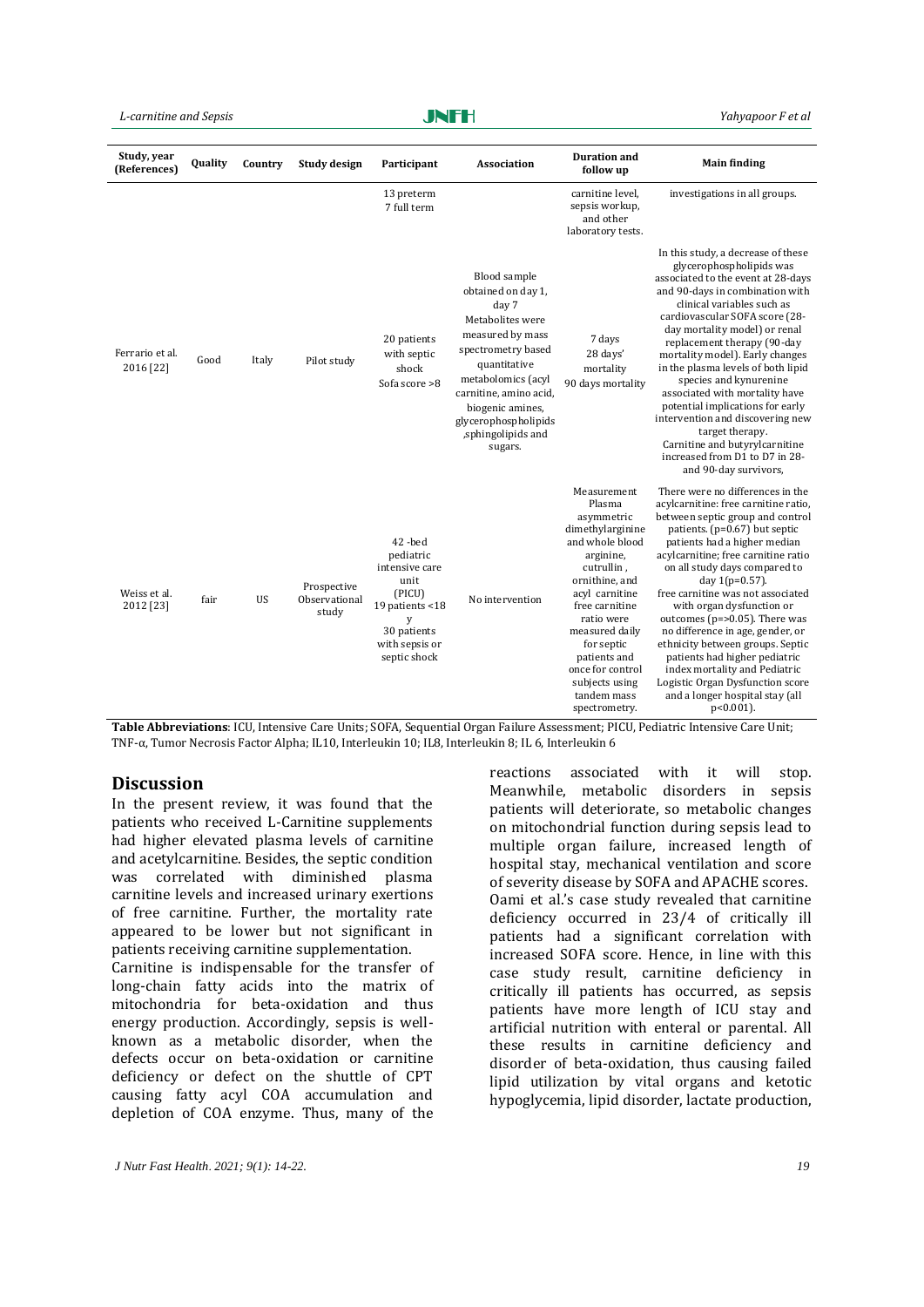| Study, year (References) | Quality | Country | Study design | Participant | Association | Duration and follow up | Main finding |
|---|---|---|---|---|---|---|---|
| | | | | 13 preterm 7 full term | | carnitine level, sepsis workup, and other laboratory tests. | investigations in all groups. |
| Ferrario et al. 2016 [22] | Good | Italy | Pilot study | 20 patients with septic shock Sofa score >8 | Blood sample obtained on day 1, day 7 Metabolites were measured by mass spectrometry based quantitative metabolomics (acyl carnitine, amino acid, biogenic amines, glycerophospholipids ,sphingolipids and sugars. | 7 days 28 days' mortality 90 days mortality | In this study, a decrease of these glycerophospholipids was associated to the event at 28-days and 90-days in combination with clinical variables such as cardiovascular SOFA score (28-day mortality model) or renal replacement therapy (90-day mortality model). Early changes in the plasma levels of both lipid species and kynurenine associated with mortality have potential implications for early intervention and discovering new target therapy. Carnitine and butyrylcarnitine increased from D1 to D7 in 28- and 90-day survivors, |
| Weiss et al. 2012 [23] | fair | US | Prospective Observational study | 42 -bed pediatric intensive care unit (PICU) 19 patients <18 y 30 patients with sepsis or septic shock | No intervention | Measurement Plasma asymmetric dimethylarginine and whole blood arginine, cutrullin , ornithine, and acyl carnitine free carnitine ratio were measured daily for septic patients and once for control subjects using tandem mass spectrometry. | There were no differences in the acylcarnitine: free carnitine ratio, between septic group and control patients. (p=0.67) but septic patients had a higher median acylcarnitine; free carnitine ratio on all study days compared to day 1(p=0.57). free carnitine was not associated with organ dysfunction or outcomes (p=>0.05). There was no difference in age, gender, or ethnicity between groups. Septic patients had higher pediatric index mortality and Pediatric Logistic Organ Dysfunction score and a longer hospital stay (all p<0.001). |

**Table Abbreviations**: ICU, Intensive Care Units; SOFA, Sequential Organ Failure Assessment; PICU, Pediatric Intensive Care Unit; TNF-α, Tumor Necrosis Factor Alpha; IL10, Interleukin 10; IL8, Interleukin 8; IL 6, Interleukin 6

## Discussion

In the present review, it was found that the patients who received L-Carnitine supplements had higher elevated plasma levels of carnitine and acetylcarnitine. Besides, the septic condition was correlated with diminished plasma carnitine levels and increased urinary exertions of free carnitine. Further, the mortality rate appeared to be lower but not significant in patients receiving carnitine supplementation.

Carnitine is indispensable for the transfer of long-chain fatty acids into the matrix of mitochondria for beta-oxidation and thus energy production. Accordingly, sepsis is well-known as a metabolic disorder, when the defects occur on beta-oxidation or carnitine deficiency or defect on the shuttle of CPT causing fatty acyl COA accumulation and depletion of COA enzyme. Thus, many of the reactions associated with it will stop. Meanwhile, metabolic disorders in sepsis patients will deteriorate, so metabolic changes on mitochondrial function during sepsis lead to multiple organ failure, increased length of hospital stay, mechanical ventilation and score of severity disease by SOFA and APACHE scores. Oami et al.'s case study revealed that carnitine deficiency occurred in 23/4 of critically ill patients had a significant correlation with increased SOFA score. Hence, in line with this case study result, carnitine deficiency in critically ill patients has occurred, as sepsis patients have more length of ICU stay and artificial nutrition with enteral or parental. All these results in carnitine deficiency and disorder of beta-oxidation, thus causing failed lipid utilization by vital organs and ketotic hypoglycemia, lipid disorder, lactate production,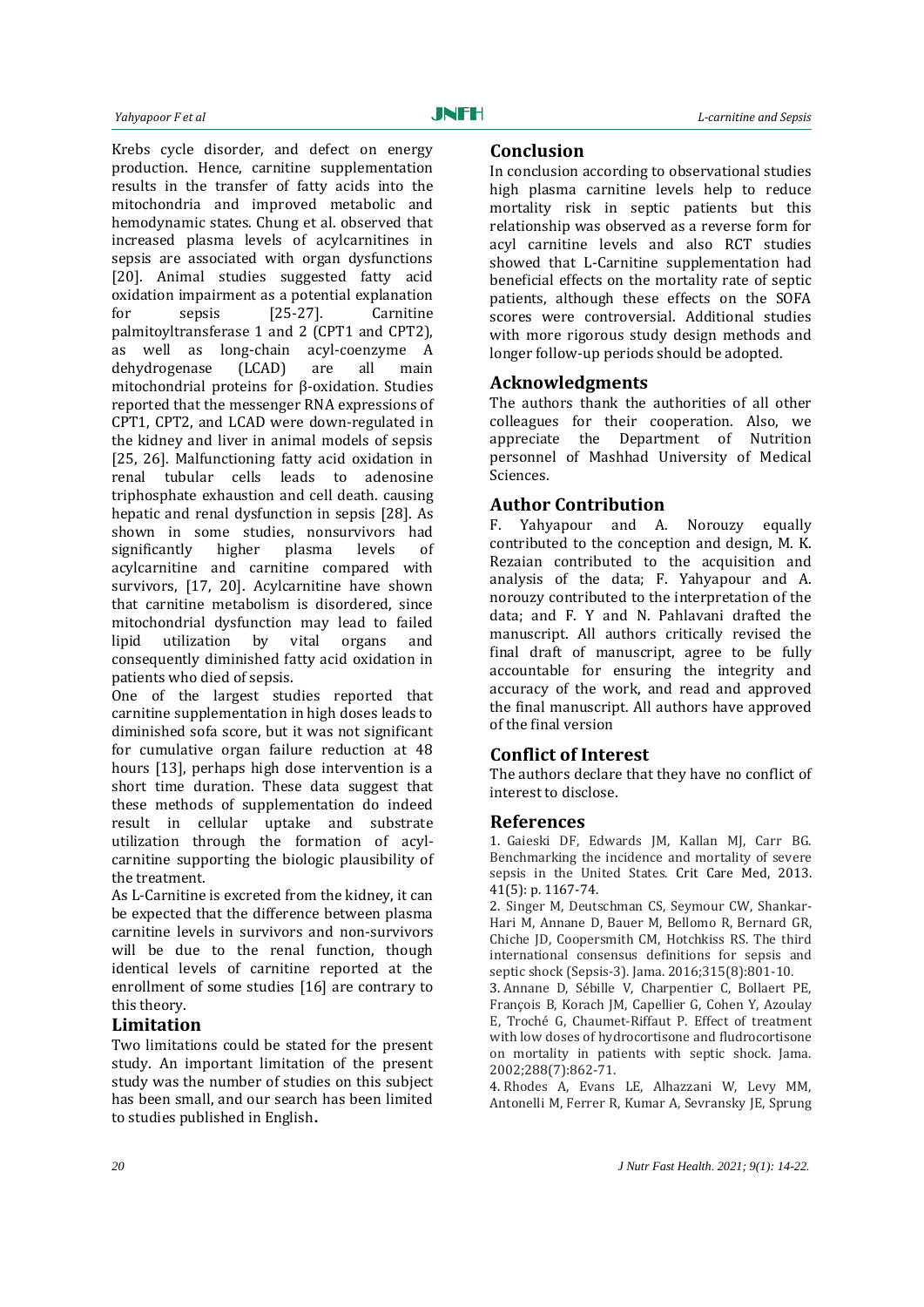Krebs cycle disorder, and defect on energy production. Hence, carnitine supplementation results in the transfer of fatty acids into the mitochondria and improved metabolic and hemodynamic states. Chung et al. observed that increased plasma levels of acylcarnitines in sepsis are associated with organ dysfunctions [20]. Animal studies suggested fatty acid oxidation impairment as a potential explanation for sepsis [25-27]. Carnitine palmitoyltransferase 1 and 2 (CPT1 and CPT2), as well as long-chain acyl-coenzyme A dehydrogenase (LCAD) are all main mitochondrial proteins for β-oxidation. Studies reported that the messenger RNA expressions of CPT1, CPT2, and LCAD were down-regulated in the kidney and liver in animal models of sepsis [25, 26]. Malfunctioning fatty acid oxidation in renal tubular cells leads to adenosine triphosphate exhaustion and cell death. causing hepatic and renal dysfunction in sepsis [28]. As shown in some studies, nonsurvivors had significantly higher plasma levels of acylcarnitine and carnitine compared with survivors, [17, 20]. Acylcarnitine have shown that carnitine metabolism is disordered, since mitochondrial dysfunction may lead to failed lipid utilization by vital organs and consequently diminished fatty acid oxidation in patients who died of sepsis.

One of the largest studies reported that carnitine supplementation in high doses leads to diminished sofa score, but it was not significant for cumulative organ failure reduction at 48 hours [13], perhaps high dose intervention is a short time duration. These data suggest that these methods of supplementation do indeed result in cellular uptake and substrate utilization through the formation of acyl-carnitine supporting the biologic plausibility of the treatment.

As L-Carnitine is excreted from the kidney, it can be expected that the difference between plasma carnitine levels in survivors and non-survivors will be due to the renal function, though identical levels of carnitine reported at the enrollment of some studies [16] are contrary to this theory.

## Limitation

Two limitations could be stated for the present study. An important limitation of the present study was the number of studies on this subject has been small, and our search has been limited to studies published in English**.**

## Conclusion

In conclusion according to observational studies high plasma carnitine levels help to reduce mortality risk in septic patients but this relationship was observed as a reverse form for acyl carnitine levels and also RCT studies showed that L-Carnitine supplementation had beneficial effects on the mortality rate of septic patients, although these effects on the SOFA scores were controversial. Additional studies with more rigorous study design methods and longer follow-up periods should be adopted.

## Acknowledgments

The authors thank the authorities of all other colleagues for their cooperation. Also, we appreciate the Department of Nutrition personnel of Mashhad University of Medical Sciences.

## Author Contribution

F. Yahyapour and A. Norouzy equally contributed to the conception and design, M. K. Rezaian contributed to the acquisition and analysis of the data; F. Yahyapour and A. norouzy contributed to the interpretation of the data; and F. Y and N. Pahlavani drafted the manuscript. All authors critically revised the final draft of manuscript, agree to be fully accountable for ensuring the integrity and accuracy of the work, and read and approved the final manuscript. All authors have approved of the final version

## Conflict of Interest

The authors declare that they have no conflict of interest to disclose.

## References

1. Gaieski DF, Edwards JM, Kallan MJ, Carr BG. Benchmarking the incidence and mortality of severe sepsis in the United States. Crit Care Med, 2013. 41(5): p. 1167-74.
2. Singer M, Deutschman CS, Seymour CW, Shankar-Hari M, Annane D, Bauer M, Bellomo R, Bernard GR, Chiche JD, Coopersmith CM, Hotchkiss RS. The third international consensus definitions for sepsis and septic shock (Sepsis-3). Jama. 2016;315(8):801-10.
3. Annane D, Sébille V, Charpentier C, Bollaert PE, François B, Korach JM, Capellier G, Cohen Y, Azoulay E, Troché G, Chaumet-Riffaut P. Effect of treatment with low doses of hydrocortisone and fludrocortisone on mortality in patients with septic shock. Jama. 2002;288(7):862-71.
4. Rhodes A, Evans LE, Alhazzani W, Levy MM, Antonelli M, Ferrer R, Kumar A, Sevransky JE, Sprung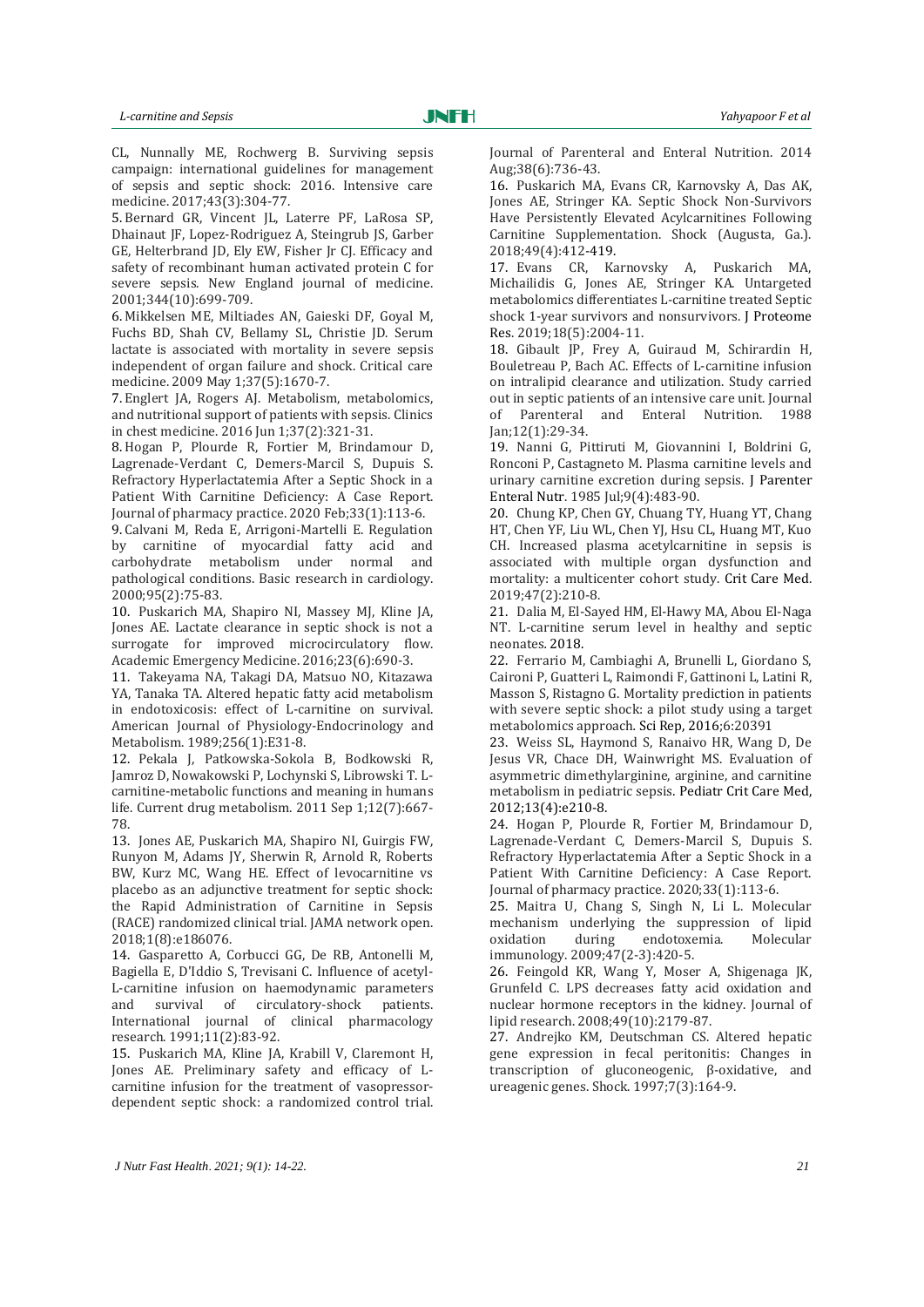CL, Nunnally ME, Rochwerg B. Surviving sepsis campaign: international guidelines for management of sepsis and septic shock: 2016. Intensive care medicine. 2017;43(3):304-77.

5. Bernard GR, Vincent JL, Laterre PF, LaRosa SP, Dhainaut JF, Lopez-Rodriguez A, Steingrub JS, Garber GE, Helterbrand JD, Ely EW, Fisher Jr CJ. Efficacy and safety of recombinant human activated protein C for severe sepsis. New England journal of medicine. 2001;344(10):699-709.

6. Mikkelsen ME, Miltiades AN, Gaieski DF, Goyal M, Fuchs BD, Shah CV, Bellamy SL, Christie JD. Serum lactate is associated with mortality in severe sepsis independent of organ failure and shock. Critical care medicine. 2009 May 1;37(5):1670-7.

7. Englert JA, Rogers AJ. Metabolism, metabolomics, and nutritional support of patients with sepsis. Clinics in chest medicine. 2016 Jun 1;37(2):321-31.

8. Hogan P, Plourde R, Fortier M, Brindamour D, Lagrenade-Verdant C, Demers-Marcil S, Dupuis S. Refractory Hyperlactatemia After a Septic Shock in a Patient With Carnitine Deficiency: A Case Report. Journal of pharmacy practice. 2020 Feb;33(1):113-6.

9. Calvani M, Reda E, Arrigoni-Martelli E. Regulation by carnitine of myocardial fatty acid and carbohydrate metabolism under normal and pathological conditions. Basic research in cardiology. 2000;95(2):75-83.

10. Puskarich MA, Shapiro NI, Massey MJ, Kline JA, Jones AE. Lactate clearance in septic shock is not a surrogate for improved microcirculatory flow. Academic Emergency Medicine. 2016;23(6):690-3.

11. Takeyama NA, Takagi DA, Matsuo NO, Kitazawa YA, Tanaka TA. Altered hepatic fatty acid metabolism in endotoxicosis: effect of L-carnitine on survival. American Journal of Physiology-Endocrinology and Metabolism. 1989;256(1):E31-8.

12. Pekala J, Patkowska-Sokola B, Bodkowski R, Jamroz D, Nowakowski P, Lochynski S, Librowski T. L-carnitine-metabolic functions and meaning in humans life. Current drug metabolism. 2011 Sep 1;12(7):667-78.

13. Jones AE, Puskarich MA, Shapiro NI, Guirgis FW, Runyon M, Adams JY, Sherwin R, Arnold R, Roberts BW, Kurz MC, Wang HE. Effect of levocarnitine vs placebo as an adjunctive treatment for septic shock: the Rapid Administration of Carnitine in Sepsis (RACE) randomized clinical trial. JAMA network open. 2018;1(8):e186076.

14. Gasparetto A, Corbucci GG, De RB, Antonelli M, Bagiella E, D'Iddio S, Trevisani C. Influence of acetyl-L-carnitine infusion on haemodynamic parameters and survival of circulatory-shock patients. International journal of clinical pharmacology research. 1991;11(2):83-92.

15. Puskarich MA, Kline JA, Krabill V, Claremont H, Jones AE. Preliminary safety and efficacy of L-carnitine infusion for the treatment of vasopressor-dependent septic shock: a randomized control trial. Journal of Parenteral and Enteral Nutrition. 2014 Aug;38(6):736-43.

16. Puskarich MA, Evans CR, Karnovsky A, Das AK, Jones AE, Stringer KA. Septic Shock Non-Survivors Have Persistently Elevated Acylcarnitines Following Carnitine Supplementation. Shock (Augusta, Ga.). 2018;49(4):412-419.

17. Evans CR, Karnovsky A, Puskarich MA, Michailidis G, Jones AE, Stringer KA. Untargeted metabolomics differentiates L-carnitine treated Septic shock 1-year survivors and nonsurvivors. J Proteome Res. 2019;18(5):2004-11.

18. Gibault JP, Frey A, Guiraud M, Schirardin H, Bouletreau P, Bach AC. Effects of L-carnitine infusion on intralipid clearance and utilization. Study carried out in septic patients of an intensive care unit. Journal of Parenteral and Enteral Nutrition. 1988 Jan;12(1):29-34.

19. Nanni G, Pittiruti M, Giovannini I, Boldrini G, Ronconi P, Castagneto M. Plasma carnitine levels and urinary carnitine excretion during sepsis. J Parenter Enteral Nutr. 1985 Jul;9(4):483-90.

20. Chung KP, Chen GY, Chuang TY, Huang YT, Chang HT, Chen YF, Liu WL, Chen YJ, Hsu CL, Huang MT, Kuo CH. Increased plasma acetylcarnitine in sepsis is associated with multiple organ dysfunction and mortality: a multicenter cohort study. Crit Care Med. 2019;47(2):210-8.

21. Dalia M, El-Sayed HM, El-Hawy MA, Abou El-Naga NT. L-carnitine serum level in healthy and septic neonates. 2018.

22. Ferrario M, Cambiaghi A, Brunelli L, Giordano S, Caironi P, Guatteri L, Raimondi F, Gattinoni L, Latini R, Masson S, Ristagno G. Mortality prediction in patients with severe septic shock: a pilot study using a target metabolomics approach. Sci Rep, 2016;6:20391

23. Weiss SL, Haymond S, Ranaivo HR, Wang D, De Jesus VR, Chace DH, Wainwright MS. Evaluation of asymmetric dimethylarginine, arginine, and carnitine metabolism in pediatric sepsis. Pediatr Crit Care Med, 2012;13(4):e210-8.

24. Hogan P, Plourde R, Fortier M, Brindamour D, Lagrenade-Verdant C, Demers-Marcil S, Dupuis S. Refractory Hyperlactatemia After a Septic Shock in a Patient With Carnitine Deficiency: A Case Report. Journal of pharmacy practice. 2020;33(1):113-6.

25. Maitra U, Chang S, Singh N, Li L. Molecular mechanism underlying the suppression of lipid oxidation during endotoxemia. Molecular immunology. 2009;47(2-3):420-5.

26. Feingold KR, Wang Y, Moser A, Shigenaga JK, Grunfeld C. LPS decreases fatty acid oxidation and nuclear hormone receptors in the kidney. Journal of lipid research. 2008;49(10):2179-87.

27. Andrejko KM, Deutschman CS. Altered hepatic gene expression in fecal peritonitis: Changes in transcription of gluconeogenic, β-oxidative, and ureagenic genes. Shock. 1997;7(3):164-9.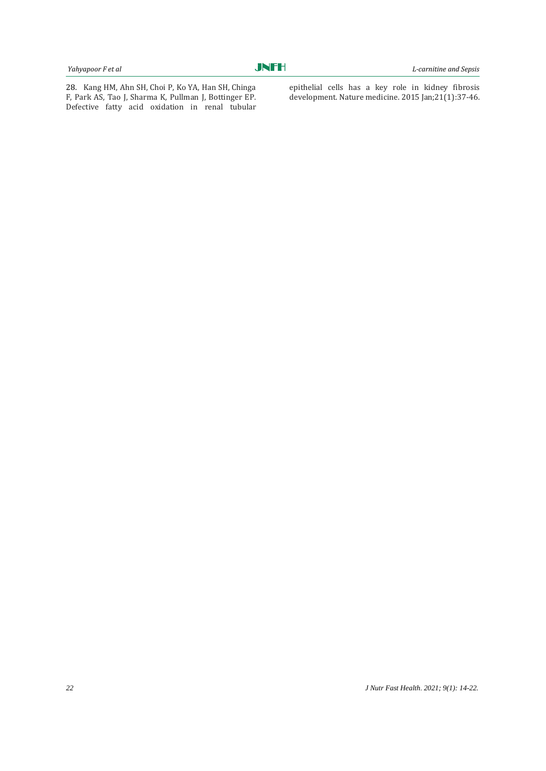28. Kang HM, Ahn SH, Choi P, Ko YA, Han SH, Chinga F, Park AS, Tao J, Sharma K, Pullman J, Bottinger EP. Defective fatty acid oxidation in renal tubular epithelial cells has a key role in kidney fibrosis development. Nature medicine. 2015 Jan;21(1):37-46.